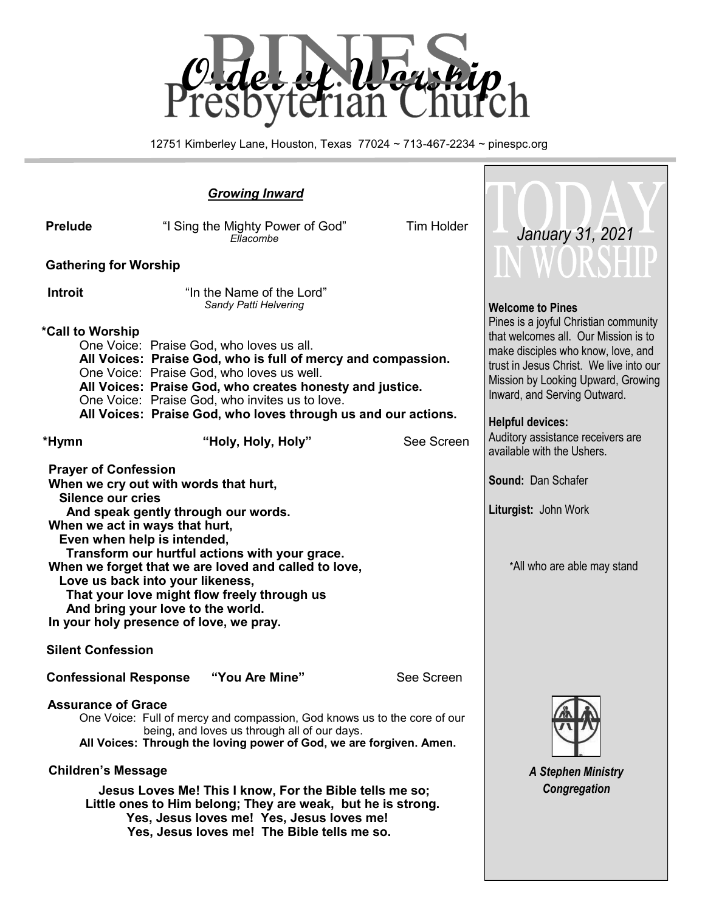# Order of Worship

# Pines Presbyterian Church

12751 Kimberley Lane, Houston, Texas 77024 ~ 713-467-2234 ~ pinespc.org

## *Growing Inward*

**Prelude** "I Sing the Mighty Power of God" Tim Holder
*Ellacombe*

**Gathering for Worship**

**Introit** "In the Name of the Lord"
*Sandy Patti Helvering*

**\*Call to Worship**

One Voice: Praise God, who loves us all.
**All Voices: Praise God, who is full of mercy and compassion.**
One Voice: Praise God, who loves us well.
**All Voices: Praise God, who creates honesty and justice.**
One Voice: Praise God, who invites us to love.
**All Voices: Praise God, who loves through us and our actions.**

**\*Hymn** **"Holy, Holy, Holy"** See Screen

**Prayer of Confession**

**When we cry out with words that hurt,**
**Silence our cries**
**And speak gently through our words.**
**When we act in ways that hurt,**
**Even when help is intended,**
**Transform our hurtful actions with your grace.**
**When we forget that we are loved and called to love,**
**Love us back into your likeness,**
**That your love might flow freely through us**
**And bring your love to the world.**
**In your holy presence of love, we pray.**

**Silent Confession**

**Confessional Response** **"You Are Mine"** See Screen

**Assurance of Grace**

One Voice: Full of mercy and compassion, God knows us to the core of our being, and loves us through all of our days.
**All Voices: Through the loving power of God, we are forgiven. Amen.**

**Children's Message**

**Jesus Loves Me! This I know, For the Bible tells me so;**
**Little ones to Him belong; They are weak, but he is strong.**
**Yes, Jesus loves me! Yes, Jesus loves me!**
**Yes, Jesus loves me! The Bible tells me so.**

---

## TODAY IN WORSHIP

*January 31, 2021*

**Welcome to Pines**
Pines is a joyful Christian community that welcomes all. Our Mission is to make disciples who know, love, and trust in Jesus Christ. We live into our Mission by Looking Upward, Growing Inward, and Serving Outward.

**Helpful devices:**
Auditory assistance receivers are available with the Ushers.

**Sound:** Dan Schafer

**Liturgist:** John Work

\*All who are able may stand

***A Stephen Ministry Congregation***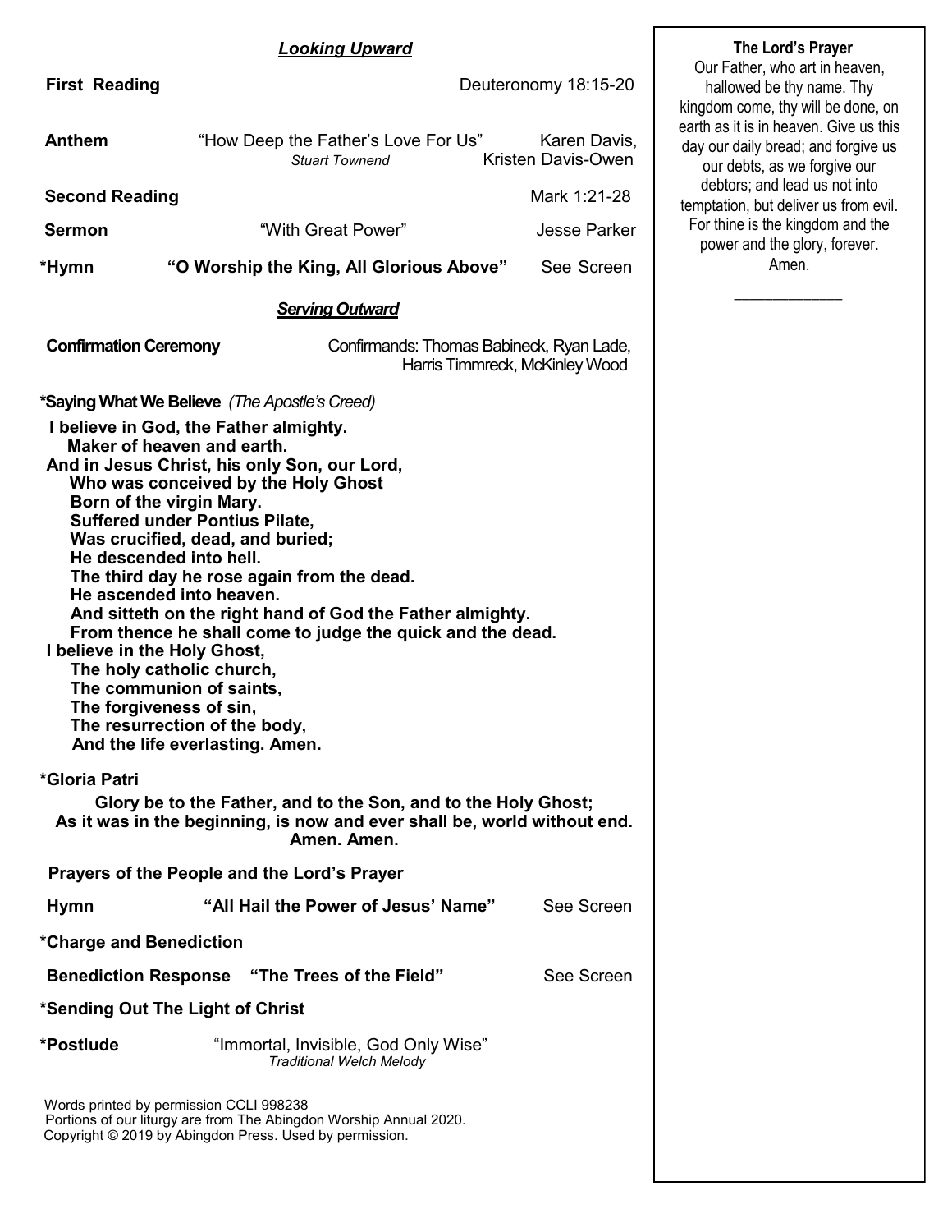***Looking Upward***

**First Reading** Deuteronomy 18:15-20

**Anthem** "How Deep the Father's Love For Us" Karen Davis, Kristen Davis-Owen
*Stuart Townend*

**Second Reading** Mark 1:21-28

**Sermon** "With Great Power" Jesse Parker

**\*Hymn** **"O Worship the King, All Glorious Above"** See Screen

***Serving Outward***

**Confirmation Ceremony** Confirmands: Thomas Babineck, Ryan Lade, Harris Timmreck, McKinley Wood

**\*Saying What We Believe** *(The Apostle's Creed)*

**I believe in God, the Father almighty.**
**Maker of heaven and earth.**
**And in Jesus Christ, his only Son, our Lord,**
**Who was conceived by the Holy Ghost**
**Born of the virgin Mary.**
**Suffered under Pontius Pilate,**
**Was crucified, dead, and buried;**
**He descended into hell.**
**The third day he rose again from the dead.**
**He ascended into heaven.**
**And sitteth on the right hand of God the Father almighty.**
**From thence he shall come to judge the quick and the dead.**
**I believe in the Holy Ghost,**
**The holy catholic church,**
**The communion of saints,**
**The forgiveness of sin,**
**The resurrection of the body,**
**And the life everlasting. Amen.**

**\*Gloria Patri**

**Glory be to the Father, and to the Son, and to the Holy Ghost;**
**As it was in the beginning, is now and ever shall be, world without end.**
**Amen. Amen.**

**Prayers of the People and the Lord's Prayer**

**Hymn** **"All Hail the Power of Jesus' Name"** See Screen

**\*Charge and Benediction**

**Benediction Response** **"The Trees of the Field"** See Screen

**\*Sending Out The Light of Christ**

**\*Postlude** "Immortal, Invisible, God Only Wise"
*Traditional Welch Melody*

Words printed by permission CCLI 998238
Portions of our liturgy are from The Abingdon Worship Annual 2020.
Copyright © 2019 by Abingdon Press. Used by permission.

**The Lord's Prayer**

Our Father, who art in heaven, hallowed be thy name. Thy kingdom come, thy will be done, on earth as it is in heaven. Give us this day our daily bread; and forgive us our debts, as we forgive our debtors; and lead us not into temptation, but deliver us from evil. For thine is the kingdom and the power and the glory, forever. Amen.

\_\_\_\_\_\_\_\_\_\_\_\_\_\_\_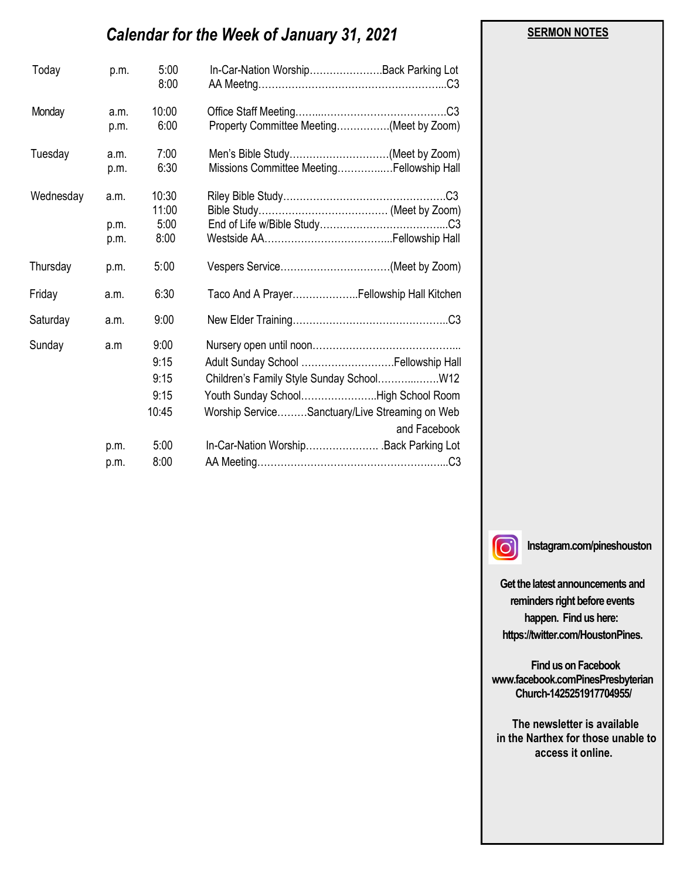## *Calendar for the Week of January 31, 2021*

| Day | | Time | Event |
|---|---|---|---|
| Today | p.m. | 5:00 | In-Car-Nation Worship………………….Back Parking Lot |
| | | 8:00 | AA Meetng……………………………………………...C3 |
| Monday | a.m. | 10:00 | Office Staff Meeting……..………………………………C3 |
| | p.m. | 6:00 | Property Committee Meeting…………….(Meet by Zoom) |
| Tuesday | a.m. | 7:00 | Men's Bible Study…………………………(Meet by Zoom) |
| | p.m. | 6:30 | Missions Committee Meeting……….…..Fellowship Hall |
| Wednesday | a.m. | 10:30 | Riley Bible Study…………………………………………C3 |
| | | 11:00 | Bible Study………………………………… (Meet by Zoom) |
| | p.m. | 5:00 | End of Life w/Bible Study………………………………...C3 |
| | p.m. | 8:00 | Westside AA………………………………...Fellowship Hall |
| Thursday | p.m. | 5:00 | Vespers Service……………………………(Meet by Zoom) |
| Friday | a.m. | 6:30 | Taco And A Prayer………………..Fellowship Hall Kitchen |
| Saturday | a.m. | 9:00 | New Elder Training………………………………………..C3 |
| Sunday | a.m | 9:00 | Nursery open until noon……………………………………... |
| | | 9:15 | Adult Sunday School ……………………….Fellowship Hall |
| | | 9:15 | Children's Family Style Sunday School……….…….W12 |
| | | 9:15 | Youth Sunday School…………………..High School Room |
| | | 10:45 | Worship Service………Sanctuary/Live Streaming on Web and Facebook |
| | p.m. | 5:00 | In-Car-Nation Worship…………………. .Back Parking Lot |
| | p.m. | 8:00 | AA Meeting………………………………………….…...C3 |

**SERMON NOTES**

**Instagram.com/pineshouston**

**Get the latest announcements and reminders right before events happen. Find us here: https://twitter.com/HoustonPines.**

**Find us on Facebook www.facebook.comPinesPresbyterian Church-1425251917704955/**

**The newsletter is available in the Narthex for those unable to access it online.**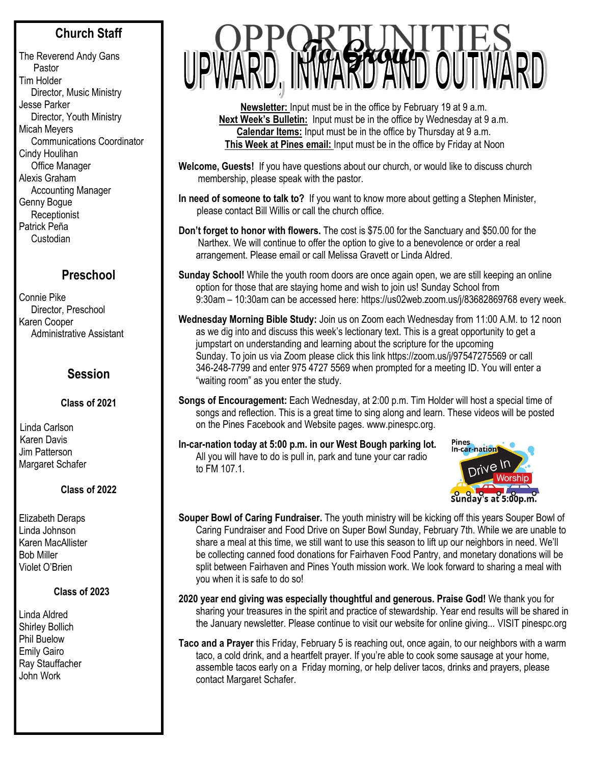## Church Staff

The Reverend Andy Gans
Pastor
Tim Holder
Director, Music Ministry
Jesse Parker
Director, Youth Ministry
Micah Meyers
Communications Coordinator
Cindy Houlihan
Office Manager
Alexis Graham
Accounting Manager
Genny Bogue
Receptionist
Patrick Peña
Custodian

## Preschool

Connie Pike
Director, Preschool
Karen Cooper
Administrative Assistant

## Session

### Class of 2021

Linda Carlson
Karen Davis
Jim Patterson
Margaret Schafer

### Class of 2022

Elizabeth Deraps
Linda Johnson
Karen MacAllister
Bob Miller
Violet O'Brien

### Class of 2023

Linda Aldred
Shirley Bollich
Phil Buelow
Emily Gairo
Ray Stauffacher
John Work

# OPPORTUNITIES To Grow UPWARD, INWARD AND OUTWARD

**Newsletter:** Input must be in the office by February 19 at 9 a.m.
**Next Week's Bulletin:** Input must be in the office by Wednesday at 9 a.m.
**Calendar Items:** Input must be in the office by Thursday at 9 a.m.
**This Week at Pines email:** Input must be in the office by Friday at Noon

**Welcome, Guests!** If you have questions about our church, or would like to discuss church membership, please speak with the pastor.

**In need of someone to talk to?** If you want to know more about getting a Stephen Minister, please contact Bill Willis or call the church office.

**Don't forget to honor with flowers.** The cost is $75.00 for the Sanctuary and $50.00 for the Narthex. We will continue to offer the option to give to a benevolence or order a real arrangement. Please email or call Melissa Gravett or Linda Aldred.

**Sunday School!** While the youth room doors are once again open, we are still keeping an online option for those that are staying home and wish to join us! Sunday School from 9:30am – 10:30am can be accessed here: https://us02web.zoom.us/j/83682869768 every week.

**Wednesday Morning Bible Study:** Join us on Zoom each Wednesday from 11:00 A.M. to 12 noon as we dig into and discuss this week's lectionary text. This is a great opportunity to get a jumpstart on understanding and learning about the scripture for the upcoming Sunday. To join us via Zoom please click this link https://zoom.us/j/97547275569 or call 346-248-7799 and enter 975 4727 5569 when prompted for a meeting ID. You will enter a "waiting room" as you enter the study.

**Songs of Encouragement:** Each Wednesday, at 2:00 p.m. Tim Holder will host a special time of songs and reflection. This is a great time to sing along and learn. These videos will be posted on the Pines Facebook and Website pages. www.pinespc.org.

**In-car-nation today at 5:00 p.m. in our West Bough parking lot.** All you will have to do is pull in, park and tune your car radio to FM 107.1.

Pines In-car-nation
Drive In Worship
Sunday's at 5:00p.m.

**Souper Bowl of Caring Fundraiser.** The youth ministry will be kicking off this years Souper Bowl of Caring Fundraiser and Food Drive on Super Bowl Sunday, February 7th. While we are unable to share a meal at this time, we still want to use this season to lift up our neighbors in need. We'll be collecting canned food donations for Fairhaven Food Pantry, and monetary donations will be split between Fairhaven and Pines Youth mission work. We look forward to sharing a meal with you when it is safe to do so!

**2020 year end giving was especially thoughtful and generous. Praise God!** We thank you for sharing your treasures in the spirit and practice of stewardship. Year end results will be shared in the January newsletter. Please continue to visit our website for online giving... VISIT pinespc.org

**Taco and a Prayer** this Friday, February 5 is reaching out, once again, to our neighbors with a warm taco, a cold drink, and a heartfelt prayer. If you're able to cook some sausage at your home, assemble tacos early on a Friday morning, or help deliver tacos, drinks and prayers, please contact Margaret Schafer.